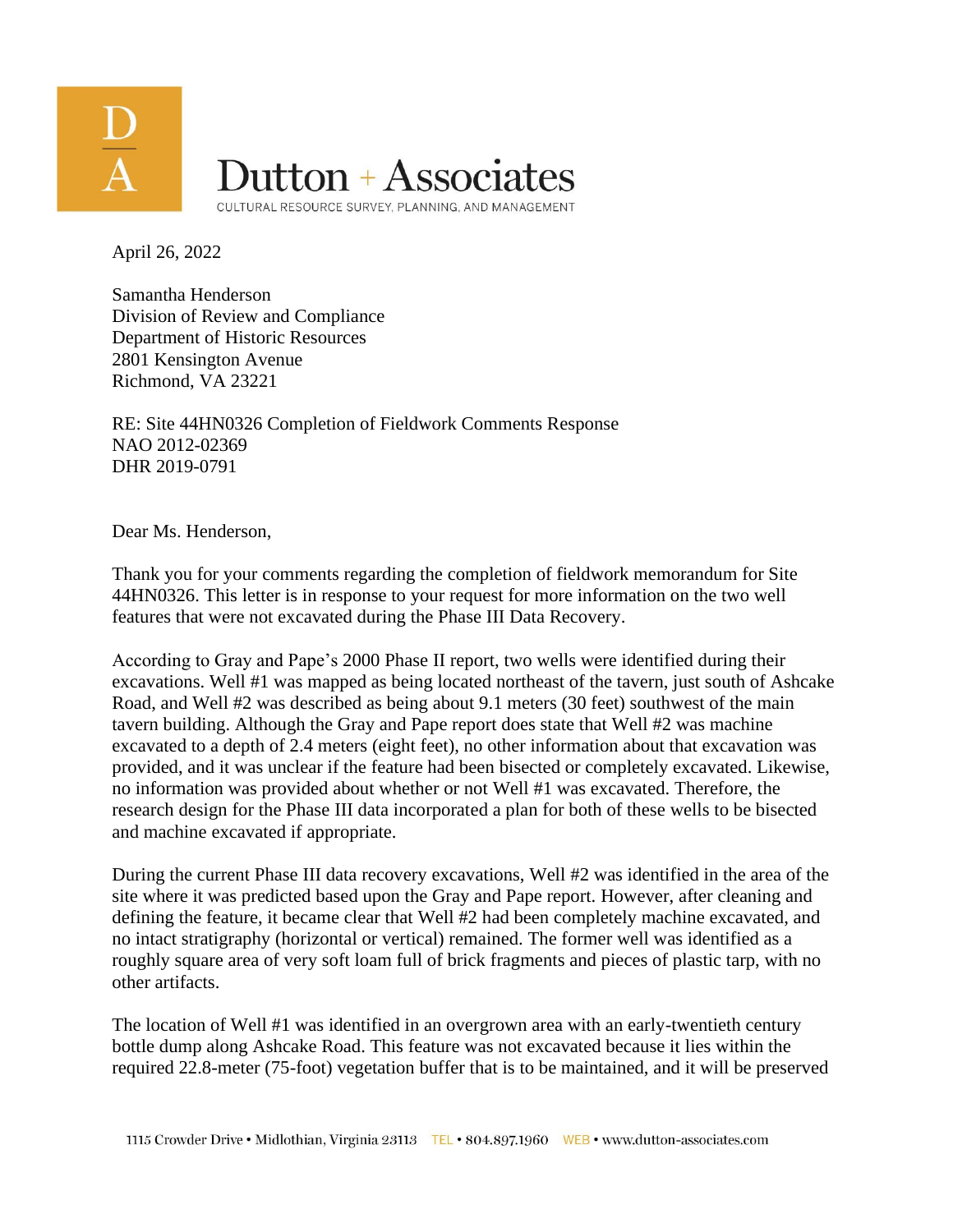Dutton + Associates

CULTURAL RESOURCE SURVEY, PLANNING, AND MANAGEMENT

April 26, 2022

Samantha Henderson
Division of Review and Compliance
Department of Historic Resources
2801 Kensington Avenue
Richmond, VA 23221

RE: Site 44HN0326 Completion of Fieldwork Comments Response
NAO 2012-02369
DHR 2019-0791

Dear Ms. Henderson,

Thank you for your comments regarding the completion of fieldwork memorandum for Site 44HN0326. This letter is in response to your request for more information on the two well features that were not excavated during the Phase III Data Recovery.

According to Gray and Pape's 2000 Phase II report, two wells were identified during their excavations. Well #1 was mapped as being located northeast of the tavern, just south of Ashcake Road, and Well #2 was described as being about 9.1 meters (30 feet) southwest of the main tavern building. Although the Gray and Pape report does state that Well #2 was machine excavated to a depth of 2.4 meters (eight feet), no other information about that excavation was provided, and it was unclear if the feature had been bisected or completely excavated. Likewise, no information was provided about whether or not Well #1 was excavated. Therefore, the research design for the Phase III data incorporated a plan for both of these wells to be bisected and machine excavated if appropriate.

During the current Phase III data recovery excavations, Well #2 was identified in the area of the site where it was predicted based upon the Gray and Pape report. However, after cleaning and defining the feature, it became clear that Well #2 had been completely machine excavated, and no intact stratigraphy (horizontal or vertical) remained. The former well was identified as a roughly square area of very soft loam full of brick fragments and pieces of plastic tarp, with no other artifacts.

The location of Well #1 was identified in an overgrown area with an early-twentieth century bottle dump along Ashcake Road. This feature was not excavated because it lies within the required 22.8-meter (75-foot) vegetation buffer that is to be maintained, and it will be preserved

1115 Crowder Drive • Midlothian, Virginia 23113 TEL • 804.897.1960 WEB • www.dutton-associates.com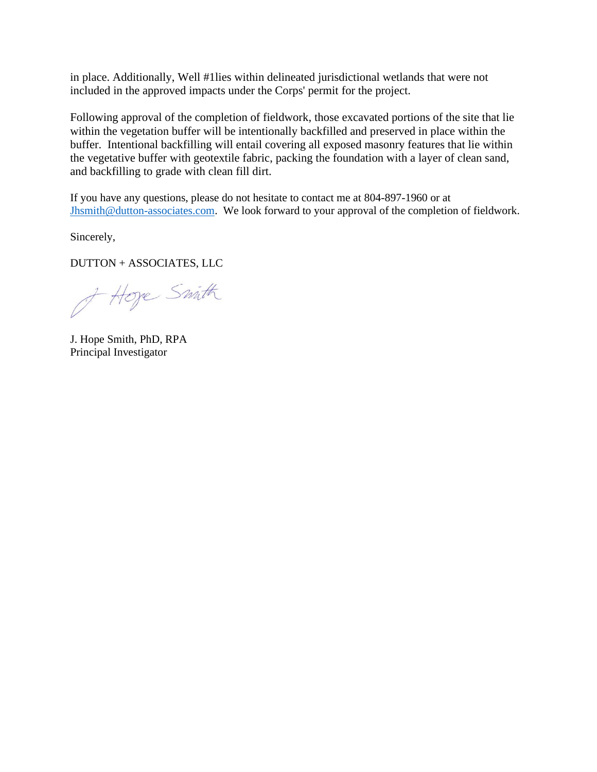in place. Additionally, Well #1lies within delineated jurisdictional wetlands that were not included in the approved impacts under the Corps' permit for the project.

Following approval of the completion of fieldwork, those excavated portions of the site that lie within the vegetation buffer will be intentionally backfilled and preserved in place within the buffer. Intentional backfilling will entail covering all exposed masonry features that lie within the vegetative buffer with geotextile fabric, packing the foundation with a layer of clean sand, and backfilling to grade with clean fill dirt.

If you have any questions, please do not hesitate to contact me at 804-897-1960 or at Jhsmith@dutton-associates.com. We look forward to your approval of the completion of fieldwork.

Sincerely,

DUTTON + ASSOCIATES, LLC

J. Hope Smith

J. Hope Smith, PhD, RPA
Principal Investigator